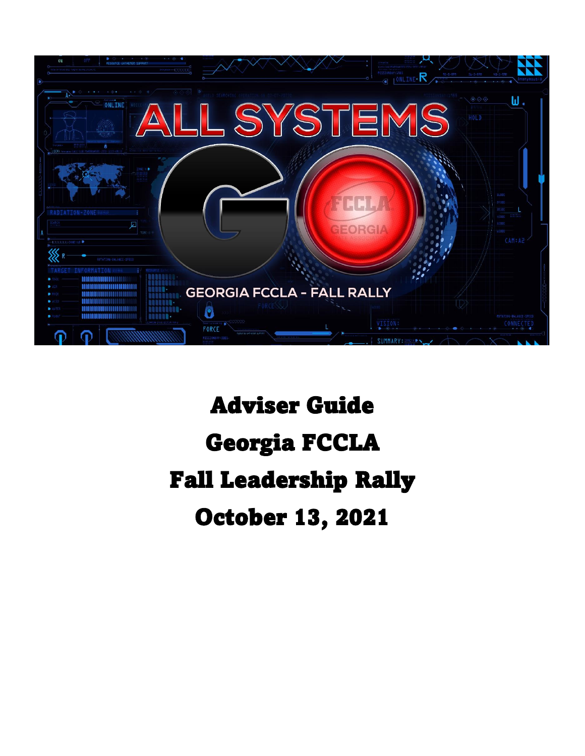# Adviser Guide

# Georgia FCCLA

# Fall Leadership Rally

# October 13, 2021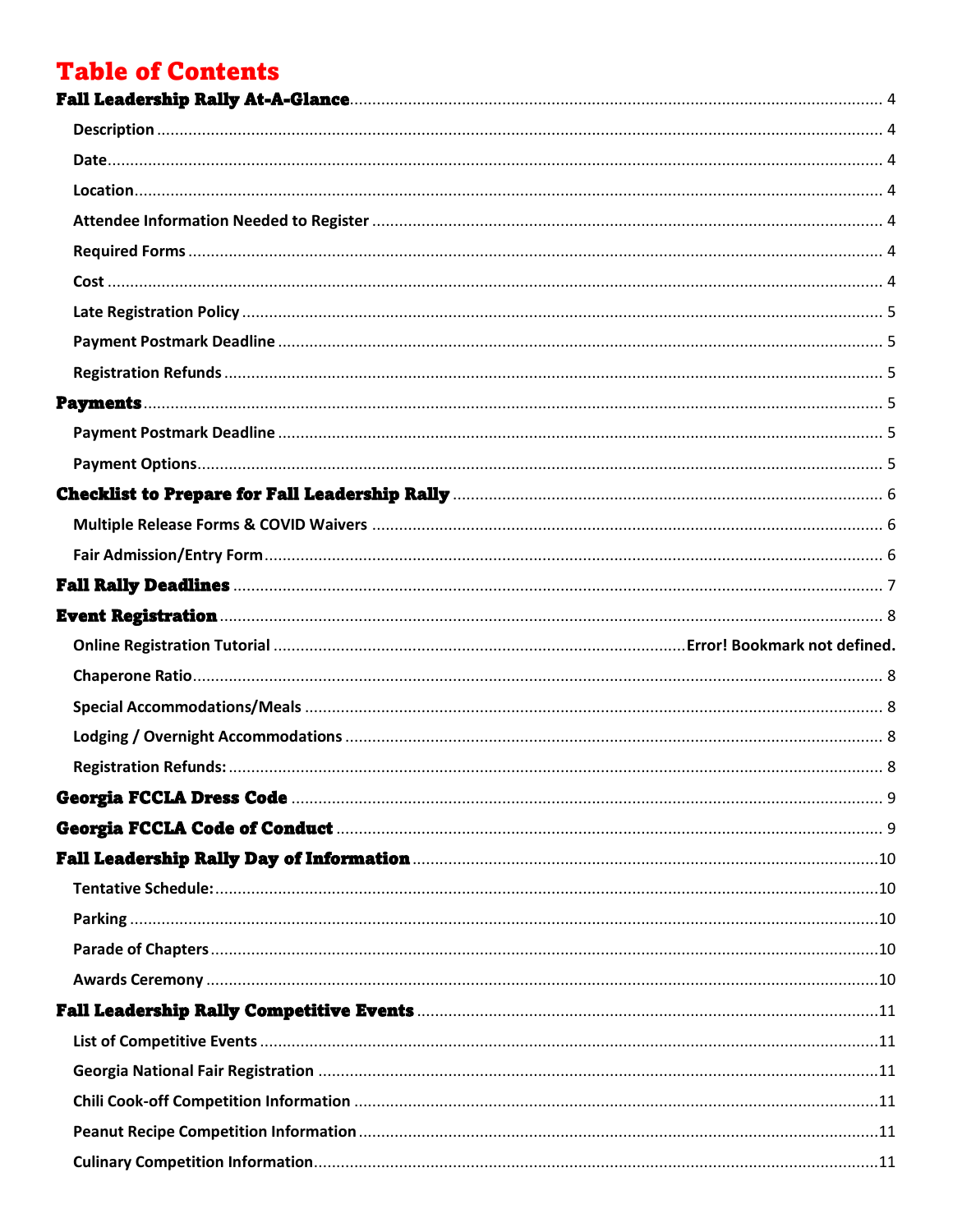# Table of Contents

**Fall Leadership Rally At-A-Glance** .... 4

- **Description** .... 4
- **Date** .... 4
- **Location** .... 4
- **Attendee Information Needed to Register** .... 4
- **Required Forms** .... 4
- **Cost** .... 4
- **Late Registration Policy** .... 5
- **Payment Postmark Deadline** .... 5
- **Registration Refunds** .... 5

**Payments** .... 5

- **Payment Postmark Deadline** .... 5
- **Payment Options** .... 5

**Checklist to Prepare for Fall Leadership Rally** .... 6

- **Multiple Release Forms & COVID Waivers** .... 6
- **Fair Admission/Entry Form** .... 6

**Fall Rally Deadlines** .... 7

**Event Registration** .... 8

- **Online Registration Tutorial** .... **Error! Bookmark not defined.**
- **Chaperone Ratio** .... 8
- **Special Accommodations/Meals** .... 8
- **Lodging / Overnight Accommodations** .... 8
- **Registration Refunds:** .... 8

**Georgia FCCLA Dress Code** .... 9

**Georgia FCCLA Code of Conduct** .... 9

**Fall Leadership Rally Day of Information** .... 10

- **Tentative Schedule:** .... 10
- **Parking** .... 10
- **Parade of Chapters** .... 10
- **Awards Ceremony** .... 10

**Fall Leadership Rally Competitive Events** .... 11

- **List of Competitive Events** .... 11
- **Georgia National Fair Registration** .... 11
- **Chili Cook-off Competition Information** .... 11
- **Peanut Recipe Competition Information** .... 11
- **Culinary Competition Information** .... 11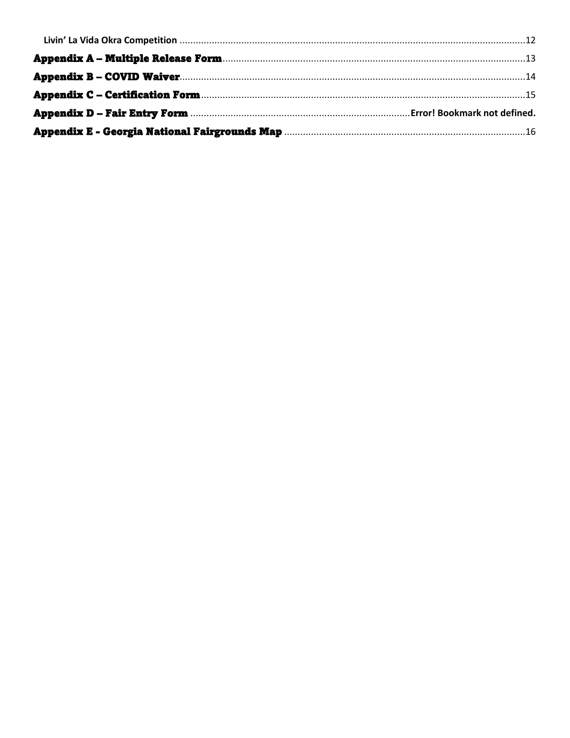Livin' La Vida Okra Competition ....................................................................................................................................12

**Appendix A – Multiple Release Form**....................................................................................................................13

**Appendix B – COVID Waiver**.................................................................................................................................14

**Appendix C – Certification Form**.........................................................................................................................15

**Appendix D – Fair Entry Form** .................................................................................Error! Bookmark not defined.

**Appendix E - Georgia National Fairgrounds Map** .........................................................................................16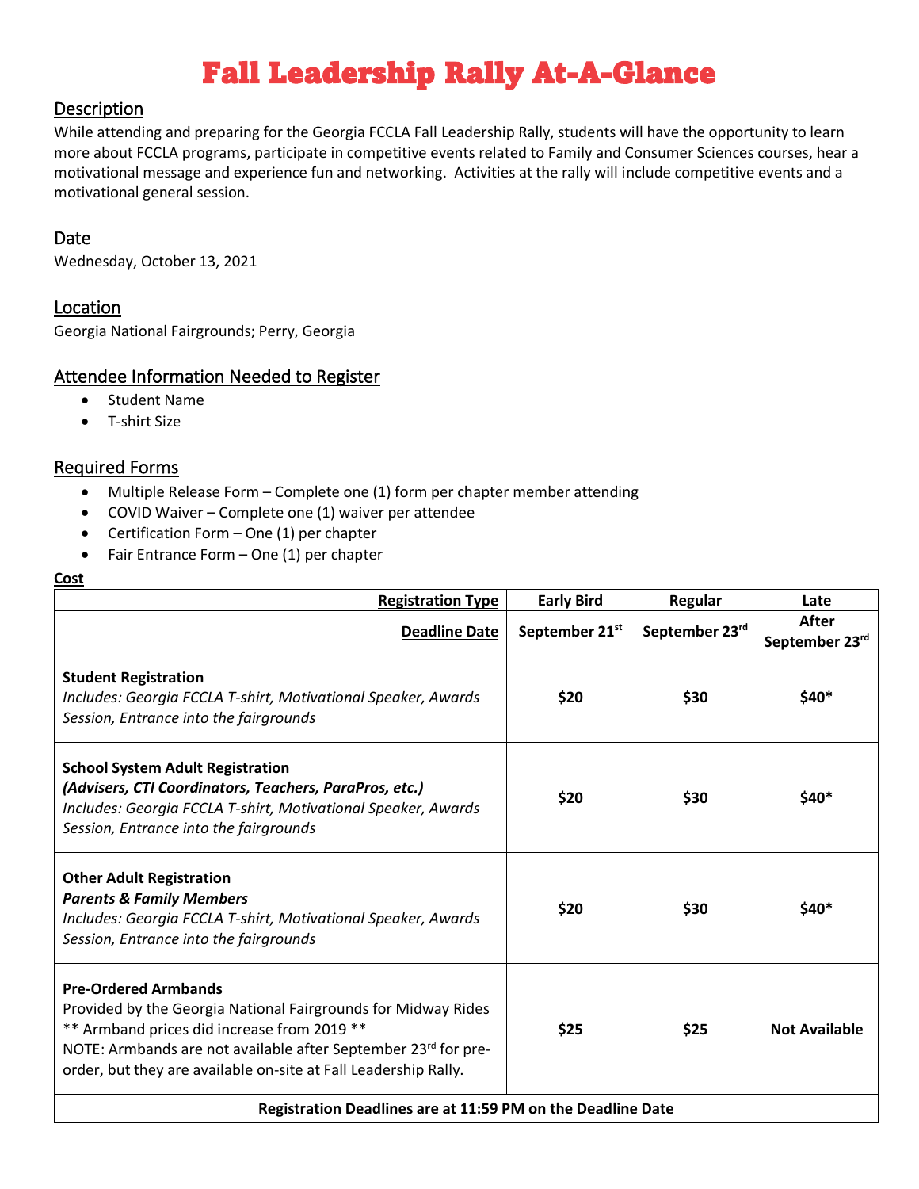# Fall Leadership Rally At-A-Glance

## Description

While attending and preparing for the Georgia FCCLA Fall Leadership Rally, students will have the opportunity to learn more about FCCLA programs, participate in competitive events related to Family and Consumer Sciences courses, hear a motivational message and experience fun and networking. Activities at the rally will include competitive events and a motivational general session.

## Date

Wednesday, October 13, 2021

## Location

Georgia National Fairgrounds; Perry, Georgia

## Attendee Information Needed to Register

- Student Name
- T-shirt Size

## Required Forms

- Multiple Release Form – Complete one (1) form per chapter member attending
- COVID Waiver – Complete one (1) waiver per attendee
- Certification Form – One (1) per chapter
- Fair Entrance Form – One (1) per chapter

**Cost**

| **Registration Type** | **Early Bird** | **Regular** | **Late** |
|---|---|---|---|
| **Deadline Date** | **September 21st** | **September 23rd** | **After September 23rd** |
| **Student Registration**<br>*Includes: Georgia FCCLA T-shirt, Motivational Speaker, Awards Session, Entrance into the fairgrounds* | **$20** | **$30** | **$40*** |
| **School System Adult Registration**<br>***(Advisers, CTI Coordinators, Teachers, ParaPros, etc.)***<br>*Includes: Georgia FCCLA T-shirt, Motivational Speaker, Awards Session, Entrance into the fairgrounds* | **$20** | **$30** | **$40*** |
| **Other Adult Registration**<br>***Parents & Family Members***<br>*Includes: Georgia FCCLA T-shirt, Motivational Speaker, Awards Session, Entrance into the fairgrounds* | **$20** | **$30** | **$40*** |
| **Pre-Ordered Armbands**<br>Provided by the Georgia National Fairgrounds for Midway Rides<br>** Armband prices did increase from 2019 **<br>NOTE: Armbands are not available after September 23rd for pre-order, but they are available on-site at Fall Leadership Rally. | **$25** | **$25** | **Not Available** |
| **Registration Deadlines are at 11:59 PM on the Deadline Date** | | | |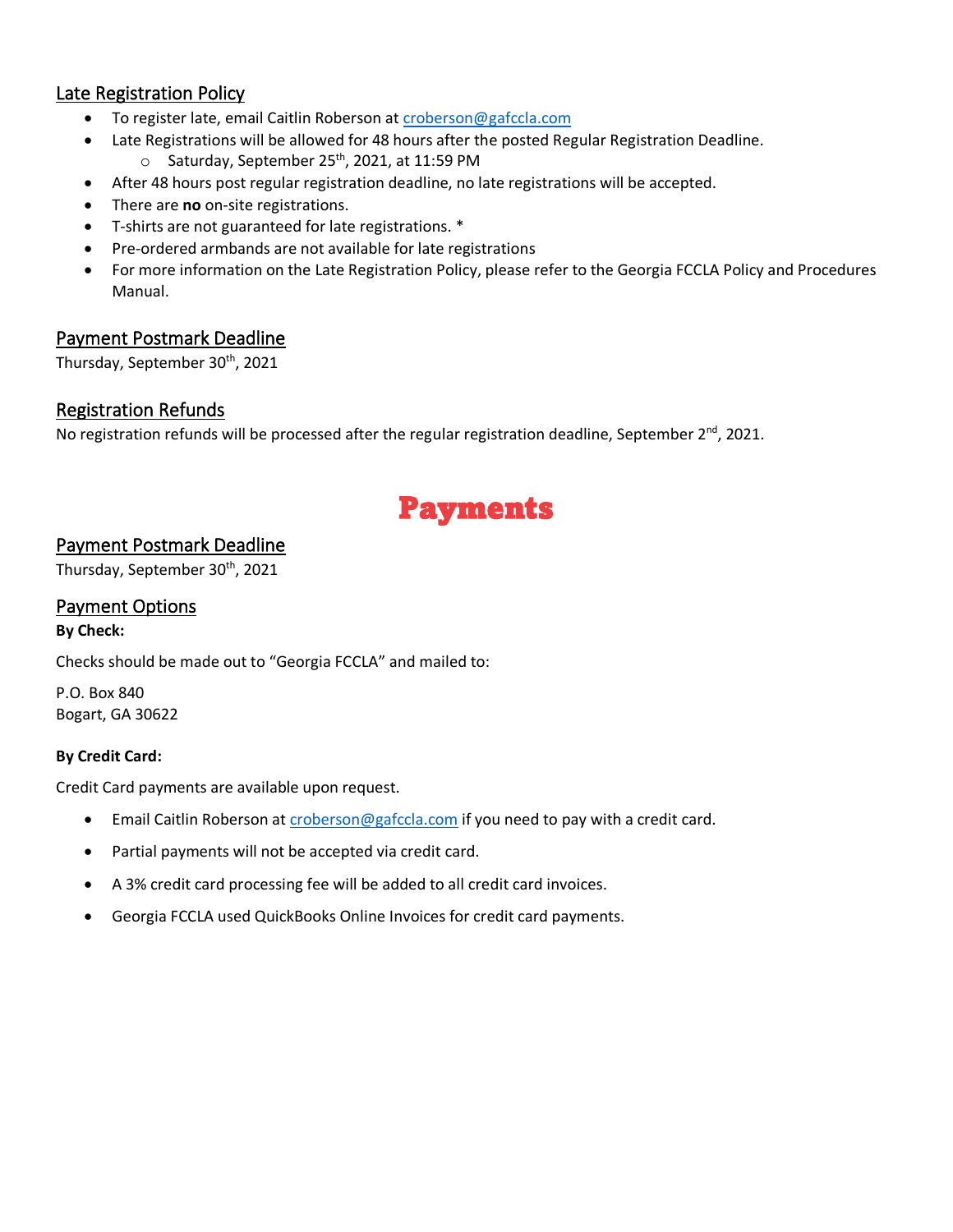## Late Registration Policy

- To register late, email Caitlin Roberson at croberson@gafccla.com
- Late Registrations will be allowed for 48 hours after the posted Regular Registration Deadline.
  - Saturday, September 25th, 2021, at 11:59 PM
- After 48 hours post regular registration deadline, no late registrations will be accepted.
- There are **no** on-site registrations.
- T-shirts are not guaranteed for late registrations. *
- Pre-ordered armbands are not available for late registrations
- For more information on the Late Registration Policy, please refer to the Georgia FCCLA Policy and Procedures Manual.

## Payment Postmark Deadline

Thursday, September 30th, 2021

## Registration Refunds

No registration refunds will be processed after the regular registration deadline, September 2nd, 2021.

# Payments

## Payment Postmark Deadline

Thursday, September 30th, 2021

## Payment Options

**By Check:**

Checks should be made out to "Georgia FCCLA" and mailed to:

P.O. Box 840
Bogart, GA 30622

**By Credit Card:**

Credit Card payments are available upon request.

- Email Caitlin Roberson at croberson@gafccla.com if you need to pay with a credit card.
- Partial payments will not be accepted via credit card.
- A 3% credit card processing fee will be added to all credit card invoices.
- Georgia FCCLA used QuickBooks Online Invoices for credit card payments.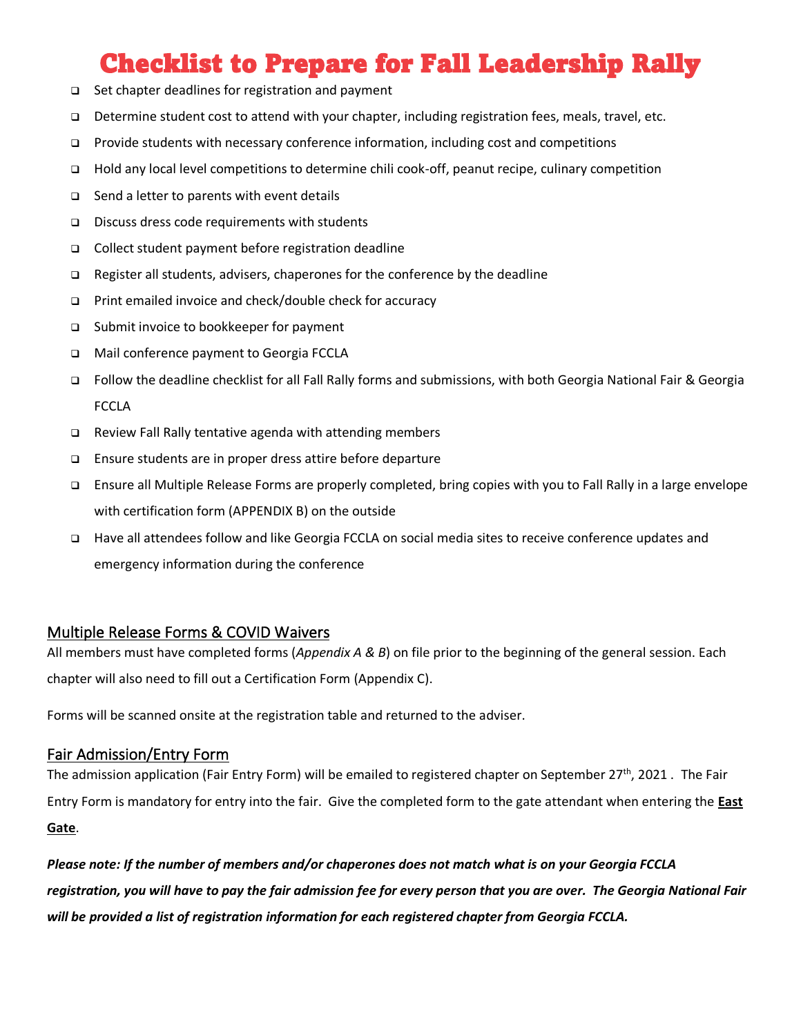# Checklist to Prepare for Fall Leadership Rally

- Set chapter deadlines for registration and payment
- Determine student cost to attend with your chapter, including registration fees, meals, travel, etc.
- Provide students with necessary conference information, including cost and competitions
- Hold any local level competitions to determine chili cook-off, peanut recipe, culinary competition
- Send a letter to parents with event details
- Discuss dress code requirements with students
- Collect student payment before registration deadline
- Register all students, advisers, chaperones for the conference by the deadline
- Print emailed invoice and check/double check for accuracy
- Submit invoice to bookkeeper for payment
- Mail conference payment to Georgia FCCLA
- Follow the deadline checklist for all Fall Rally forms and submissions, with both Georgia National Fair & Georgia FCCLA
- Review Fall Rally tentative agenda with attending members
- Ensure students are in proper dress attire before departure
- Ensure all Multiple Release Forms are properly completed, bring copies with you to Fall Rally in a large envelope with certification form (APPENDIX B) on the outside
- Have all attendees follow and like Georgia FCCLA on social media sites to receive conference updates and emergency information during the conference

## Multiple Release Forms & COVID Waivers

All members must have completed forms (*Appendix A & B*) on file prior to the beginning of the general session. Each chapter will also need to fill out a Certification Form (Appendix C).

Forms will be scanned onsite at the registration table and returned to the adviser.

## Fair Admission/Entry Form

The admission application (Fair Entry Form) will be emailed to registered chapter on September 27th, 2021 . The Fair Entry Form is mandatory for entry into the fair. Give the completed form to the gate attendant when entering the **East Gate**.

***Please note: If the number of members and/or chaperones does not match what is on your Georgia FCCLA registration, you will have to pay the fair admission fee for every person that you are over. The Georgia National Fair will be provided a list of registration information for each registered chapter from Georgia FCCLA.***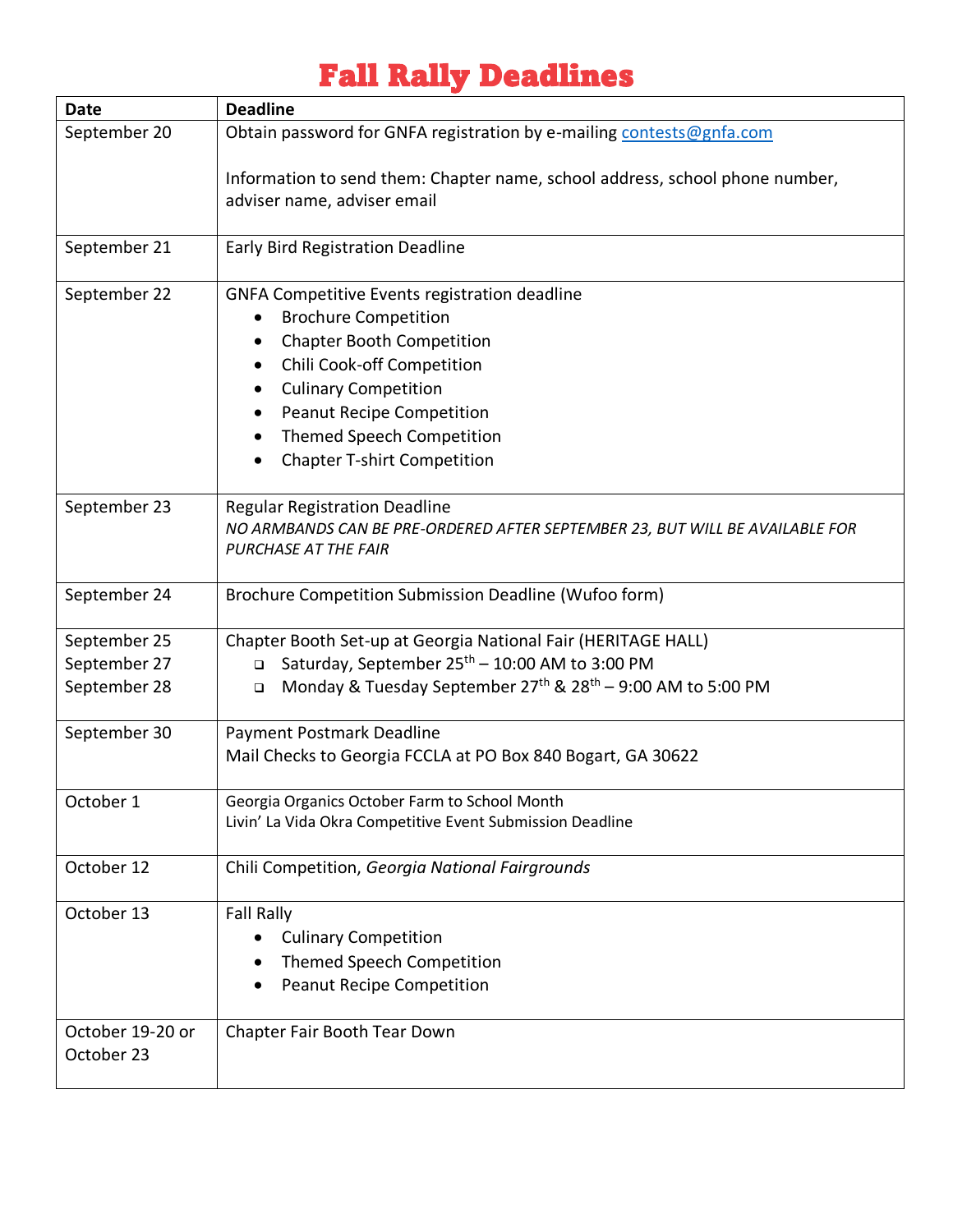# Fall Rally Deadlines

| Date | Deadline |
|---|---|
| September 20 | Obtain password for GNFA registration by e-mailing contests@gnfa.com<br><br>Information to send them: Chapter name, school address, school phone number, adviser name, adviser email |
| September 21 | Early Bird Registration Deadline |
| September 22 | GNFA Competitive Events registration deadline<br>• Brochure Competition<br>• Chapter Booth Competition<br>• Chili Cook-off Competition<br>• Culinary Competition<br>• Peanut Recipe Competition<br>• Themed Speech Competition<br>• Chapter T-shirt Competition |
| September 23 | Regular Registration Deadline<br>*NO ARMBANDS CAN BE PRE-ORDERED AFTER SEPTEMBER 23, BUT WILL BE AVAILABLE FOR PURCHASE AT THE FAIR* |
| September 24 | Brochure Competition Submission Deadline (Wufoo form) |
| September 25<br>September 27<br>September 28 | Chapter Booth Set-up at Georgia National Fair (HERITAGE HALL)<br>▫ Saturday, September 25th – 10:00 AM to 3:00 PM<br>▫ Monday & Tuesday September 27th & 28th – 9:00 AM to 5:00 PM |
| September 30 | Payment Postmark Deadline<br>Mail Checks to Georgia FCCLA at PO Box 840 Bogart, GA 30622 |
| October 1 | Georgia Organics October Farm to School Month<br>Livin' La Vida Okra Competitive Event Submission Deadline |
| October 12 | Chili Competition, *Georgia National Fairgrounds* |
| October 13 | Fall Rally<br>• Culinary Competition<br>• Themed Speech Competition<br>• Peanut Recipe Competition |
| October 19-20 or October 23 | Chapter Fair Booth Tear Down |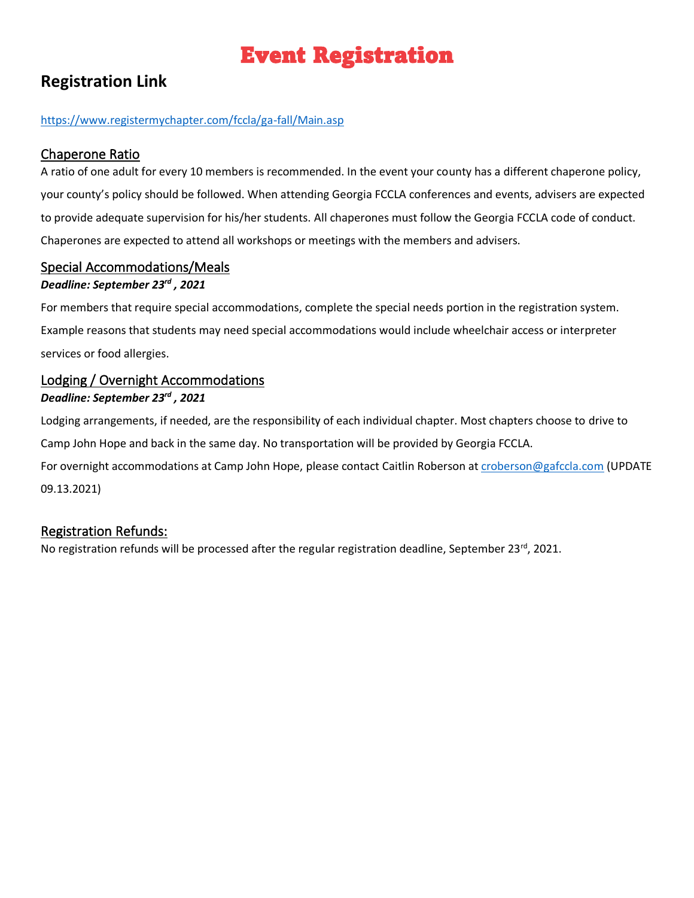# Event Registration

## Registration Link

https://www.registermychapter.com/fccla/ga-fall/Main.asp

### Chaperone Ratio

A ratio of one adult for every 10 members is recommended. In the event your county has a different chaperone policy, your county's policy should be followed. When attending Georgia FCCLA conferences and events, advisers are expected to provide adequate supervision for his/her students. All chaperones must follow the Georgia FCCLA code of conduct. Chaperones are expected to attend all workshops or meetings with the members and advisers.

### Special Accommodations/Meals

***Deadline: September 23rd, 2021***

For members that require special accommodations, complete the special needs portion in the registration system. Example reasons that students may need special accommodations would include wheelchair access or interpreter services or food allergies.

### Lodging / Overnight Accommodations

***Deadline: September 23rd, 2021***

Lodging arrangements, if needed, are the responsibility of each individual chapter. Most chapters choose to drive to Camp John Hope and back in the same day. No transportation will be provided by Georgia FCCLA.

For overnight accommodations at Camp John Hope, please contact Caitlin Roberson at croberson@gafccla.com (UPDATE 09.13.2021)

### Registration Refunds:

No registration refunds will be processed after the regular registration deadline, September 23rd, 2021.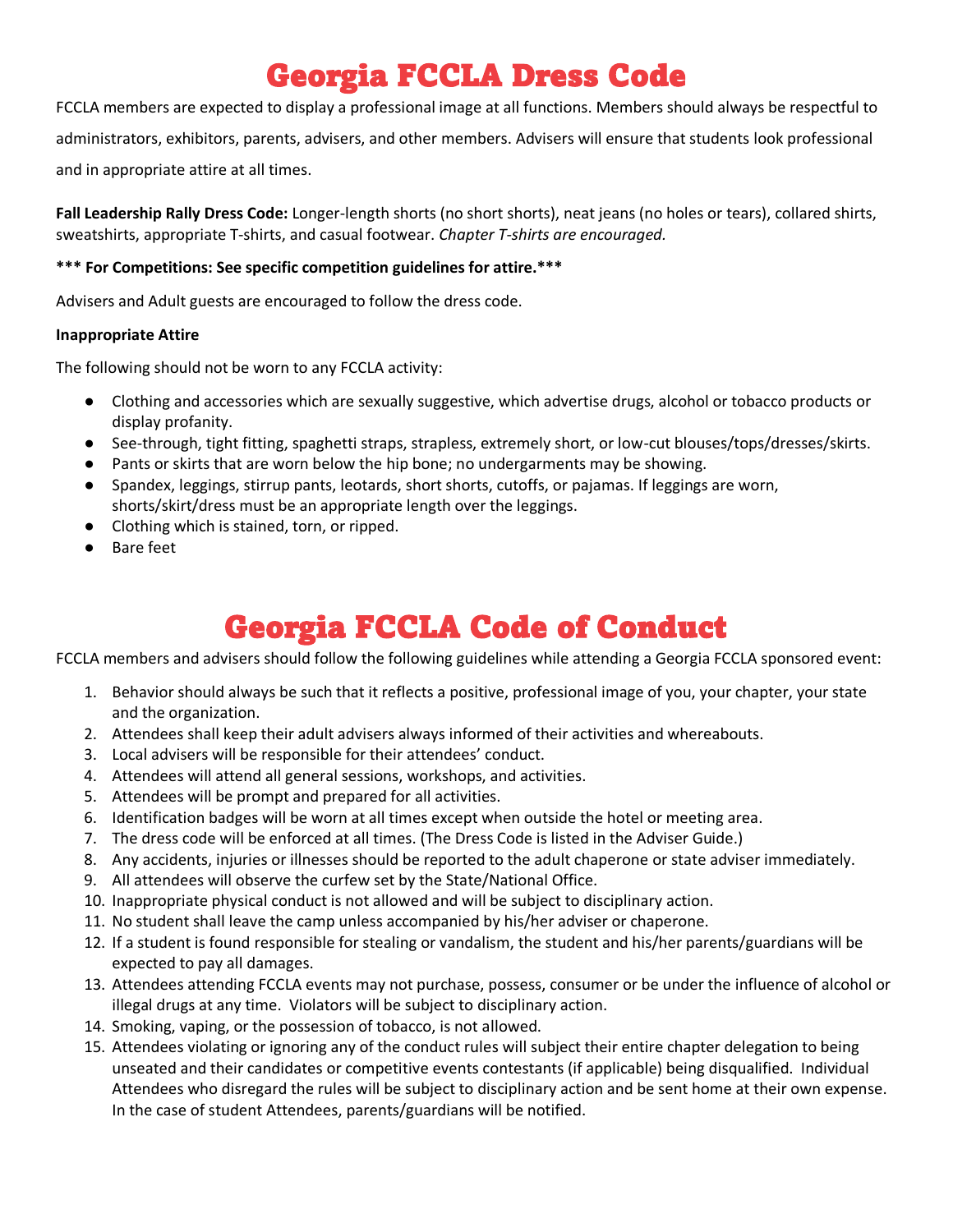# Georgia FCCLA Dress Code

FCCLA members are expected to display a professional image at all functions. Members should always be respectful to administrators, exhibitors, parents, advisers, and other members. Advisers will ensure that students look professional and in appropriate attire at all times.

**Fall Leadership Rally Dress Code:** Longer-length shorts (no short shorts), neat jeans (no holes or tears), collared shirts, sweatshirts, appropriate T-shirts, and casual footwear. *Chapter T-shirts are encouraged.*

**\*\*\* For Competitions: See specific competition guidelines for attire.\*\*\***

Advisers and Adult guests are encouraged to follow the dress code.

**Inappropriate Attire**

The following should not be worn to any FCCLA activity:

- Clothing and accessories which are sexually suggestive, which advertise drugs, alcohol or tobacco products or display profanity.
- See-through, tight fitting, spaghetti straps, strapless, extremely short, or low-cut blouses/tops/dresses/skirts.
- Pants or skirts that are worn below the hip bone; no undergarments may be showing.
- Spandex, leggings, stirrup pants, leotards, short shorts, cutoffs, or pajamas. If leggings are worn, shorts/skirt/dress must be an appropriate length over the leggings.
- Clothing which is stained, torn, or ripped.
- Bare feet

# Georgia FCCLA Code of Conduct

FCCLA members and advisers should follow the following guidelines while attending a Georgia FCCLA sponsored event:

1. Behavior should always be such that it reflects a positive, professional image of you, your chapter, your state and the organization.
2. Attendees shall keep their adult advisers always informed of their activities and whereabouts.
3. Local advisers will be responsible for their attendees' conduct.
4. Attendees will attend all general sessions, workshops, and activities.
5. Attendees will be prompt and prepared for all activities.
6. Identification badges will be worn at all times except when outside the hotel or meeting area.
7. The dress code will be enforced at all times. (The Dress Code is listed in the Adviser Guide.)
8. Any accidents, injuries or illnesses should be reported to the adult chaperone or state adviser immediately.
9. All attendees will observe the curfew set by the State/National Office.
10. Inappropriate physical conduct is not allowed and will be subject to disciplinary action.
11. No student shall leave the camp unless accompanied by his/her adviser or chaperone.
12. If a student is found responsible for stealing or vandalism, the student and his/her parents/guardians will be expected to pay all damages.
13. Attendees attending FCCLA events may not purchase, possess, consumer or be under the influence of alcohol or illegal drugs at any time. Violators will be subject to disciplinary action.
14. Smoking, vaping, or the possession of tobacco, is not allowed.
15. Attendees violating or ignoring any of the conduct rules will subject their entire chapter delegation to being unseated and their candidates or competitive events contestants (if applicable) being disqualified. Individual Attendees who disregard the rules will be subject to disciplinary action and be sent home at their own expense. In the case of student Attendees, parents/guardians will be notified.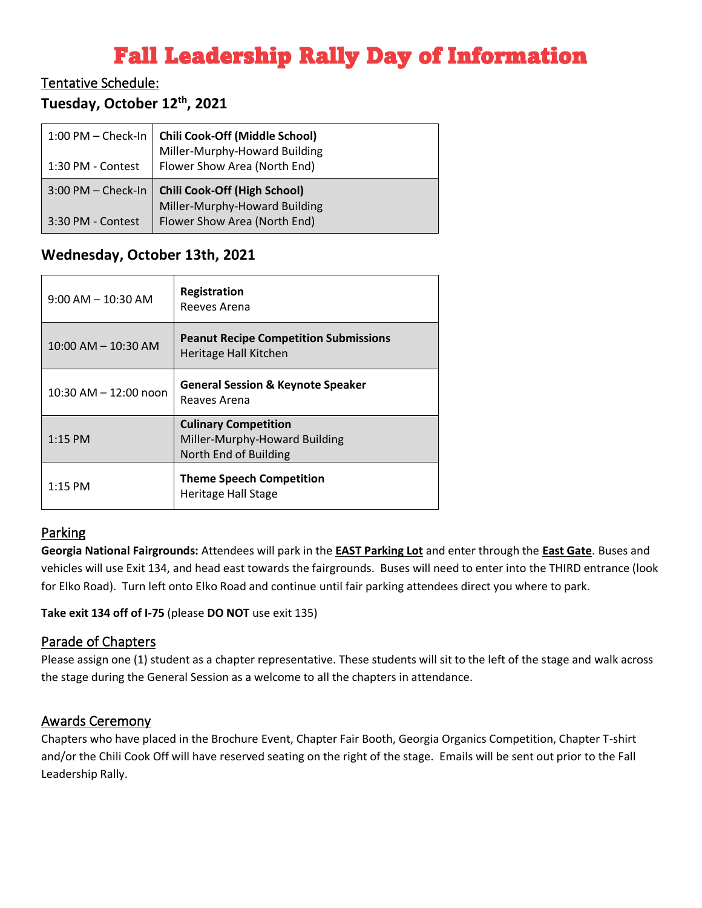# Fall Leadership Rally Day of Information

Tentative Schedule:

## Tuesday, October 12th, 2021

| | |
|---|---|
| 1:00 PM – Check-In<br>1:30 PM - Contest | **Chili Cook-Off (Middle School)**<br>Miller-Murphy-Howard Building<br>Flower Show Area (North End) |
| 3:00 PM – Check-In<br>3:30 PM - Contest | **Chili Cook-Off (High School)**<br>Miller-Murphy-Howard Building<br>Flower Show Area (North End) |

## Wednesday, October 13th, 2021

| | |
|---|---|
| 9:00 AM – 10:30 AM | **Registration**<br>Reeves Arena |
| 10:00 AM – 10:30 AM | **Peanut Recipe Competition Submissions**<br>Heritage Hall Kitchen |
| 10:30 AM – 12:00 noon | **General Session & Keynote Speaker**<br>Reaves Arena |
| 1:15 PM | **Culinary Competition**<br>Miller-Murphy-Howard Building<br>North End of Building |
| 1:15 PM | **Theme Speech Competition**<br>Heritage Hall Stage |

### Parking

**Georgia National Fairgrounds:** Attendees will park in the **EAST Parking Lot** and enter through the **East Gate**. Buses and vehicles will use Exit 134, and head east towards the fairgrounds. Buses will need to enter into the THIRD entrance (look for Elko Road). Turn left onto Elko Road and continue until fair parking attendees direct you where to park.

**Take exit 134 off of I-75** (please **DO NOT** use exit 135)

### Parade of Chapters

Please assign one (1) student as a chapter representative. These students will sit to the left of the stage and walk across the stage during the General Session as a welcome to all the chapters in attendance.

### Awards Ceremony

Chapters who have placed in the Brochure Event, Chapter Fair Booth, Georgia Organics Competition, Chapter T-shirt and/or the Chili Cook Off will have reserved seating on the right of the stage. Emails will be sent out prior to the Fall Leadership Rally.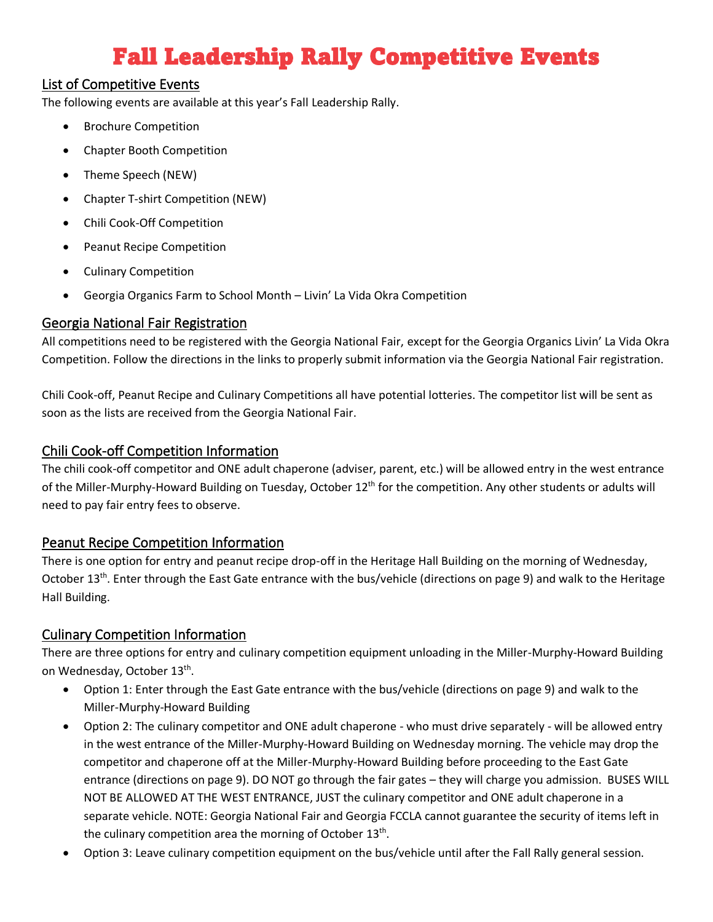# Fall Leadership Rally Competitive Events

## List of Competitive Events

The following events are available at this year's Fall Leadership Rally.

- Brochure Competition
- Chapter Booth Competition
- Theme Speech (NEW)
- Chapter T-shirt Competition (NEW)
- Chili Cook-Off Competition
- Peanut Recipe Competition
- Culinary Competition
- Georgia Organics Farm to School Month – Livin' La Vida Okra Competition

## Georgia National Fair Registration

All competitions need to be registered with the Georgia National Fair, except for the Georgia Organics Livin' La Vida Okra Competition. Follow the directions in the links to properly submit information via the Georgia National Fair registration.

Chili Cook-off, Peanut Recipe and Culinary Competitions all have potential lotteries. The competitor list will be sent as soon as the lists are received from the Georgia National Fair.

## Chili Cook-off Competition Information

The chili cook-off competitor and ONE adult chaperone (adviser, parent, etc.) will be allowed entry in the west entrance of the Miller-Murphy-Howard Building on Tuesday, October 12th for the competition. Any other students or adults will need to pay fair entry fees to observe.

## Peanut Recipe Competition Information

There is one option for entry and peanut recipe drop-off in the Heritage Hall Building on the morning of Wednesday, October 13th. Enter through the East Gate entrance with the bus/vehicle (directions on page 9) and walk to the Heritage Hall Building.

## Culinary Competition Information

There are three options for entry and culinary competition equipment unloading in the Miller-Murphy-Howard Building on Wednesday, October 13th.

- Option 1: Enter through the East Gate entrance with the bus/vehicle (directions on page 9) and walk to the Miller-Murphy-Howard Building
- Option 2: The culinary competitor and ONE adult chaperone - who must drive separately - will be allowed entry in the west entrance of the Miller-Murphy-Howard Building on Wednesday morning. The vehicle may drop the competitor and chaperone off at the Miller-Murphy-Howard Building before proceeding to the East Gate entrance (directions on page 9). DO NOT go through the fair gates – they will charge you admission. BUSES WILL NOT BE ALLOWED AT THE WEST ENTRANCE, JUST the culinary competitor and ONE adult chaperone in a separate vehicle. NOTE: Georgia National Fair and Georgia FCCLA cannot guarantee the security of items left in the culinary competition area the morning of October 13th.
- Option 3: Leave culinary competition equipment on the bus/vehicle until after the Fall Rally general session.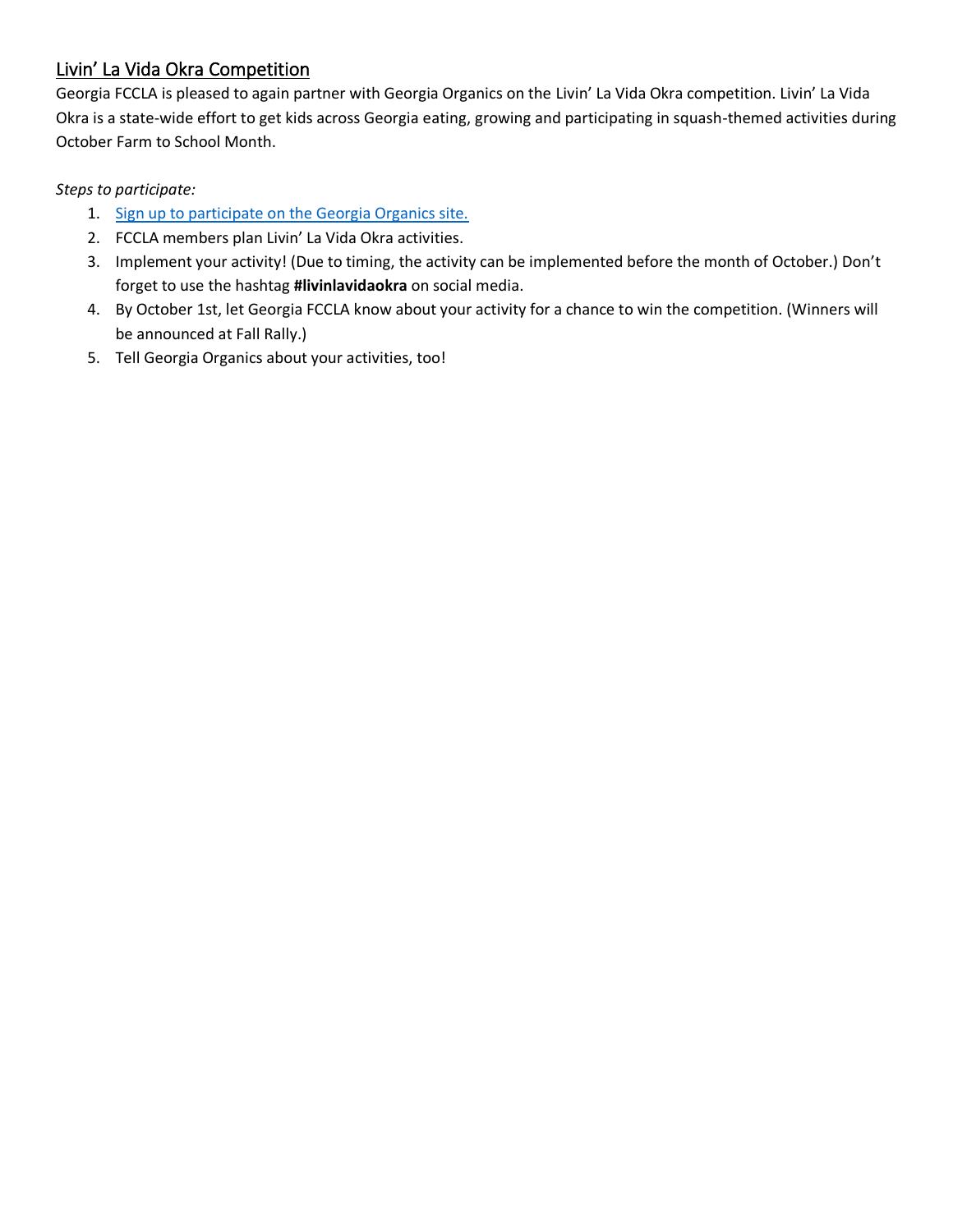## Livin' La Vida Okra Competition

Georgia FCCLA is pleased to again partner with Georgia Organics on the Livin' La Vida Okra competition. Livin' La Vida Okra is a state-wide effort to get kids across Georgia eating, growing and participating in squash-themed activities during October Farm to School Month.

*Steps to participate:*

1. Sign up to participate on the Georgia Organics site.
2. FCCLA members plan Livin' La Vida Okra activities.
3. Implement your activity! (Due to timing, the activity can be implemented before the month of October.) Don't forget to use the hashtag **#livinlavidaokra** on social media.
4. By October 1st, let Georgia FCCLA know about your activity for a chance to win the competition. (Winners will be announced at Fall Rally.)
5. Tell Georgia Organics about your activities, too!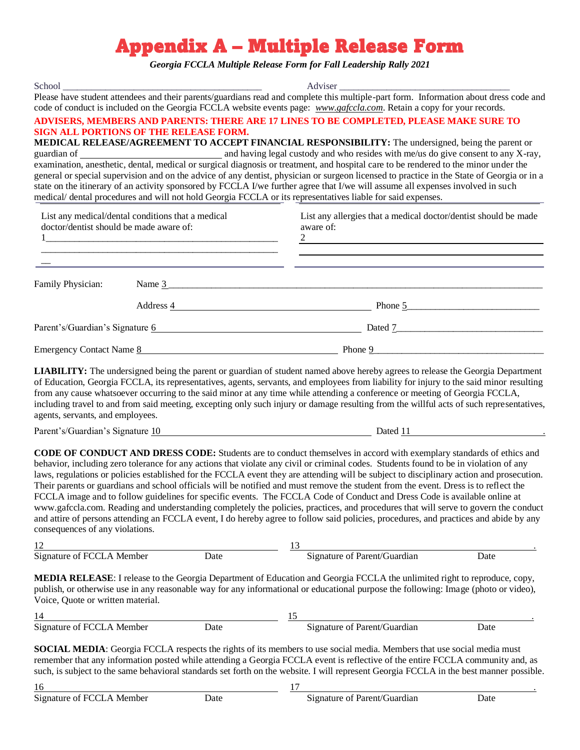# Appendix A – Multiple Release Form

***Georgia FCCLA Multiple Release Form for Fall Leadership Rally 2021***

School ________________________________________ Adviser ___________________________________

Please have student attendees and their parents/guardians read and complete this multiple-part form. Information about dress code and code of conduct is included on the Georgia FCCLA website events page: *www.gafccla.com*. Retain a copy for your records.

**ADVISERS, MEMBERS AND PARENTS: THERE ARE 17 LINES TO BE COMPLETED, PLEASE MAKE SURE TO SIGN ALL PORTIONS OF THE RELEASE FORM.**

**MEDICAL RELEASE/AGREEMENT TO ACCEPT FINANCIAL RESPONSIBILITY:** The undersigned, being the parent or guardian of ______________________________ and having legal custody and who resides with me/us do give consent to any X-ray, examination, anesthetic, dental, medical or surgical diagnosis or treatment, and hospital care to be rendered to the minor under the general or special supervision and on the advice of any dentist, physician or surgeon licensed to practice in the State of Georgia or in a state on the itinerary of an activity sponsored by FCCLA I/we further agree that I/we will assume all expenses involved in such medical/ dental procedures and will not hold Georgia FCCLA or its representatives liable for said expenses.

List any medical/dental conditions that a medical doctor/dentist should be made aware of:
1________________________________________________
________________________________________________
__

List any allergies that a medical doctor/dentist should be made aware of:
2________________________________________________
________________________________________________

Family Physician: Name 3________________________________________________

Address 4________________________________________ Phone 5____________________________

Parent's/Guardian's Signature 6________________________________________ Dated 7______________________________

Emergency Contact Name 8________________________________________ Phone 9____________________________________

**LIABILITY:** The undersigned being the parent or guardian of student named above hereby agrees to release the Georgia Department of Education, Georgia FCCLA, its representatives, agents, servants, and employees from liability for injury to the said minor resulting from any cause whatsoever occurring to the said minor at any time while attending a conference or meeting of Georgia FCCLA, including travel to and from said meeting, excepting only such injury or damage resulting from the willful acts of such representatives, agents, servants, and employees.

Parent's/Guardian's Signature 10________________________________________ Dated 11____________________________.

**CODE OF CONDUCT AND DRESS CODE:** Students are to conduct themselves in accord with exemplary standards of ethics and behavior, including zero tolerance for any actions that violate any civil or criminal codes. Students found to be in violation of any laws, regulations or policies established for the FCCLA event they are attending will be subject to disciplinary action and prosecution. Their parents or guardians and school officials will be notified and must remove the student from the event. Dress is to reflect the FCCLA image and to follow guidelines for specific events. The FCCLA Code of Conduct and Dress Code is available online at www.gafccla.com. Reading and understanding completely the policies, practices, and procedures that will serve to govern the conduct and attire of persons attending an FCCLA event, I do hereby agree to follow said policies, procedures, and practices and abide by any consequences of any violations.

12________________________________________ 13________________________________________.
Signature of FCCLA Member Date Signature of Parent/Guardian Date

**MEDIA RELEASE**: I release to the Georgia Department of Education and Georgia FCCLA the unlimited right to reproduce, copy, publish, or otherwise use in any reasonable way for any informational or educational purpose the following: Image (photo or video), Voice, Quote or written material.

14________________________________________ 15________________________________________.
Signature of FCCLA Member Date Signature of Parent/Guardian Date

**SOCIAL MEDIA**: Georgia FCCLA respects the rights of its members to use social media. Members that use social media must remember that any information posted while attending a Georgia FCCLA event is reflective of the entire FCCLA community and, as such, is subject to the same behavioral standards set forth on the website. I will represent Georgia FCCLA in the best manner possible.

16________________________________________ 17________________________________________.
Signature of FCCLA Member Date Signature of Parent/Guardian Date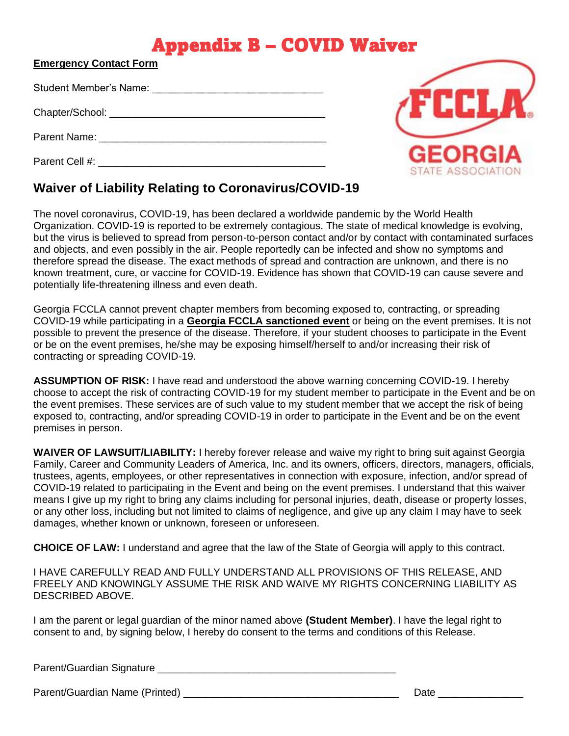# Appendix B – COVID Waiver

**Emergency Contact Form**

Student Member's Name: ______________________________

Chapter/School: ______________________________________

Parent Name: ________________________________________

Parent Cell #: ________________________________________

## Waiver of Liability Relating to Coronavirus/COVID-19

The novel coronavirus, COVID-19, has been declared a worldwide pandemic by the World Health Organization. COVID-19 is reported to be extremely contagious. The state of medical knowledge is evolving, but the virus is believed to spread from person-to-person contact and/or by contact with contaminated surfaces and objects, and even possibly in the air. People reportedly can be infected and show no symptoms and therefore spread the disease. The exact methods of spread and contraction are unknown, and there is no known treatment, cure, or vaccine for COVID-19. Evidence has shown that COVID-19 can cause severe and potentially life-threatening illness and even death.

Georgia FCCLA cannot prevent chapter members from becoming exposed to, contracting, or spreading COVID-19 while participating in a **Georgia FCCLA sanctioned event** or being on the event premises. It is not possible to prevent the presence of the disease. Therefore, if your student chooses to participate in the Event or be on the event premises, he/she may be exposing himself/herself to and/or increasing their risk of contracting or spreading COVID-19.

**ASSUMPTION OF RISK:** I have read and understood the above warning concerning COVID-19. I hereby choose to accept the risk of contracting COVID-19 for my student member to participate in the Event and be on the event premises. These services are of such value to my student member that we accept the risk of being exposed to, contracting, and/or spreading COVID-19 in order to participate in the Event and be on the event premises in person.

**WAIVER OF LAWSUIT/LIABILITY:** I hereby forever release and waive my right to bring suit against Georgia Family, Career and Community Leaders of America, Inc. and its owners, officers, directors, managers, officials, trustees, agents, employees, or other representatives in connection with exposure, infection, and/or spread of COVID-19 related to participating in the Event and being on the event premises. I understand that this waiver means I give up my right to bring any claims including for personal injuries, death, disease or property losses, or any other loss, including but not limited to claims of negligence, and give up any claim I may have to seek damages, whether known or unknown, foreseen or unforeseen.

**CHOICE OF LAW:** I understand and agree that the law of the State of Georgia will apply to this contract.

I HAVE CAREFULLY READ AND FULLY UNDERSTAND ALL PROVISIONS OF THIS RELEASE, AND FREELY AND KNOWINGLY ASSUME THE RISK AND WAIVE MY RIGHTS CONCERNING LIABILITY AS DESCRIBED ABOVE.

I am the parent or legal guardian of the minor named above **(Student Member)**. I have the legal right to consent to and, by signing below, I hereby do consent to the terms and conditions of this Release.

Parent/Guardian Signature ____________________________________________

Parent/Guardian Name (Printed) ______________________________________ Date _______________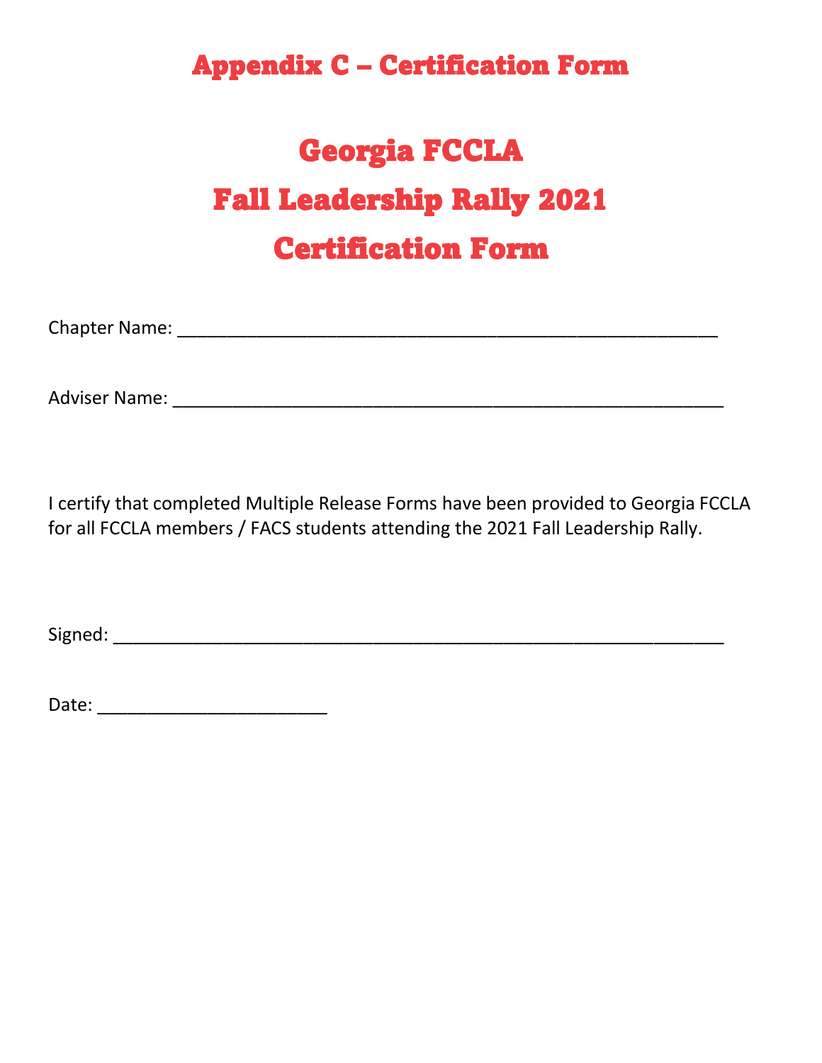# Appendix C – Certification Form

# Georgia FCCLA
# Fall Leadership Rally 2021
# Certification Form

Chapter Name: ______________________________________________________

Adviser Name: ______________________________________________________

I certify that completed Multiple Release Forms have been provided to Georgia FCCLA for all FCCLA members / FACS students attending the 2021 Fall Leadership Rally.

Signed: ____________________________________________________________

Date: ________________________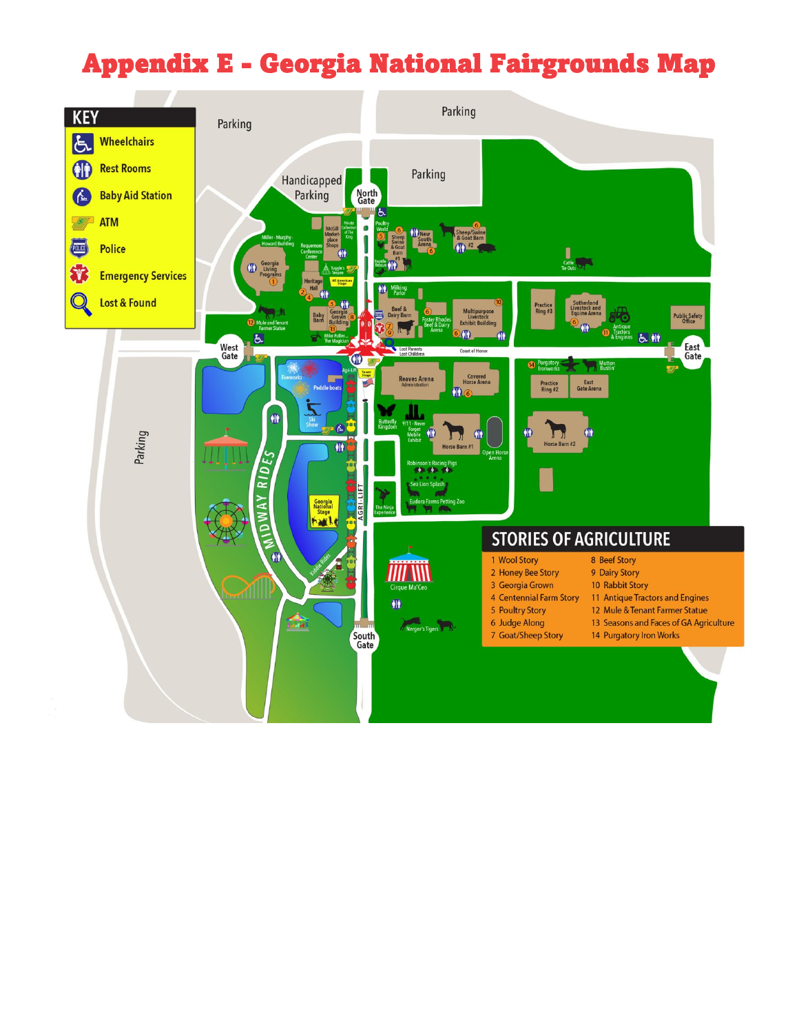# Appendix E - Georgia National Fairgrounds Map

KEY

- Wheelchairs
- Rest Rooms
- Baby Aid Station
- ATM
- Police
- Emergency Services
- Lost & Found

Parking

Parking

Parking

Handicapped Parking

North Gate

West Gate

East Gate

South Gate

Parking

STORIES OF AGRICULTURE

| | |
|---|---|
| 1 Wool Story | 8 Beef Story |
| 2 Honey Bee Story | 9 Dairy Story |
| 3 Georgia Grown | 10 Rabbit Story |
| 4 Centennial Farm Story | 11 Antique Tractors and Engines |
| 5 Poultry Story | 12 Mule & Tenant Farmer Statue |
| 6 Judge Along | 13 Seasons and Faces of GA Agriculture |
| 7 Goat/Sheep Story | 14 Purgatory Iron Works |